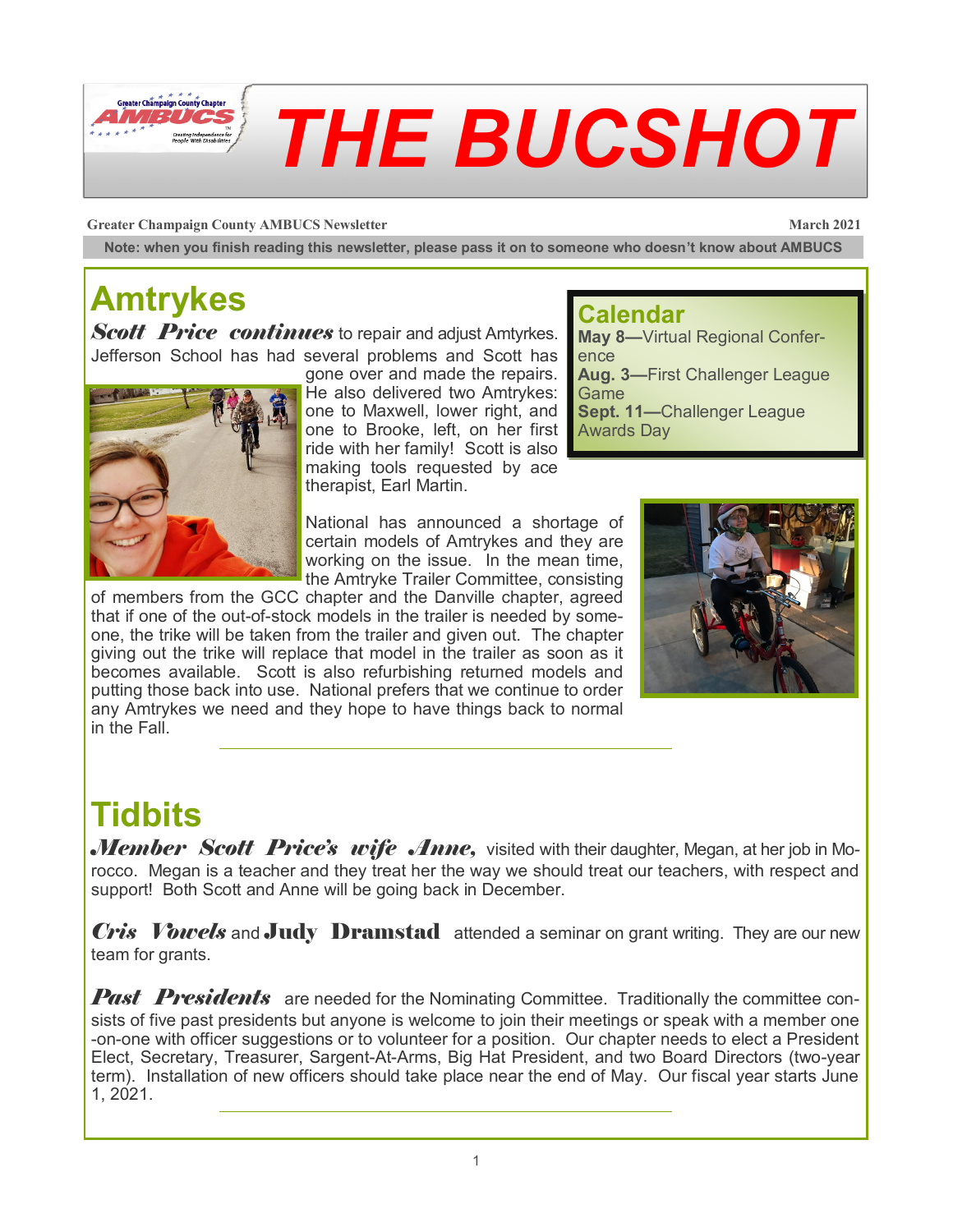# THE BUCSHOT

**Greater Champaign County AMBUCS Newsletter** — **March 2021**

**Note: when you finish reading this newsletter, please pass it on to someone who doesn't know about AMBUCS**

## Amtrykes

***Scott Price continues*** to repair and adjust Amtyrkes. Jefferson School has had several problems and Scott has gone over and made the repairs. He also delivered two Amtrykes: one to Maxwell, lower right, and one to Brooke, left, on her first ride with her family! Scott is also making tools requested by ace therapist, Earl Martin.

National has announced a shortage of certain models of Amtrykes and they are working on the issue. In the mean time, the Amtryke Trailer Committee, consisting of members from the GCC chapter and the Danville chapter, agreed that if one of the out-of-stock models in the trailer is needed by someone, the trike will be taken from the trailer and given out. The chapter giving out the trike will replace that model in the trailer as soon as it becomes available. Scott is also refurbishing returned models and putting those back into use. National prefers that we continue to order any Amtrykes we need and they hope to have things back to normal in the Fall.

## Calendar

**May 8—**Virtual Regional Conference

**Aug. 3—**First Challenger League Game

**Sept. 11—**Challenger League Awards Day

---

## Tidbits

***Member Scott Price's wife Anne,*** visited with their daughter, Megan, at her job in Morocco. Megan is a teacher and they treat her the way we should treat our teachers, with respect and support! Both Scott and Anne will be going back in December.

***Cris Vowels*** and **Judy Dramstad** attended a seminar on grant writing. They are our new team for grants.

***Past Presidents*** are needed for the Nominating Committee. Traditionally the committee consists of five past presidents but anyone is welcome to join their meetings or speak with a member one-on-one with officer suggestions or to volunteer for a position. Our chapter needs to elect a President Elect, Secretary, Treasurer, Sargent-At-Arms, Big Hat President, and two Board Directors (two-year term). Installation of new officers should take place near the end of May. Our fiscal year starts June 1, 2021.

---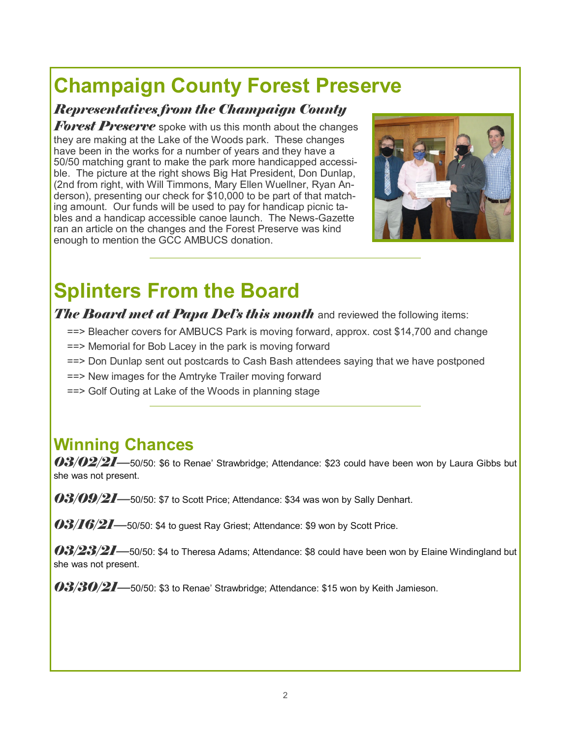# Champaign County Forest Preserve

***Representatives from the Champaign County Forest Preserve*** spoke with us this month about the changes they are making at the Lake of the Woods park. These changes have been in the works for a number of years and they have a 50/50 matching grant to make the park more handicapped accessible. The picture at the right shows Big Hat President, Don Dunlap, (2nd from right, with Will Timmons, Mary Ellen Wuellner, Ryan Anderson), presenting our check for $10,000 to be part of that matching amount. Our funds will be used to pay for handicap picnic tables and a handicap accessible canoe launch. The News-Gazette ran an article on the changes and the Forest Preserve was kind enough to mention the GCC AMBUCS donation.

---

# Splinters From the Board

***The Board met at Papa Del's this month*** and reviewed the following items:

==> Bleacher covers for AMBUCS Park is moving forward, approx. cost $14,700 and change

==> Memorial for Bob Lacey in the park is moving forward

==> Don Dunlap sent out postcards to Cash Bash attendees saying that we have postponed

==> New images for the Amtryke Trailer moving forward

==> Golf Outing at Lake of the Woods in planning stage

---

## Winning Chances

***03/02/21***—50/50: $6 to Renae' Strawbridge; Attendance: $23 could have been won by Laura Gibbs but she was not present.

***03/09/21***—50/50: $7 to Scott Price; Attendance: $34 was won by Sally Denhart.

***03/16/21***—50/50: $4 to guest Ray Griest; Attendance: $9 won by Scott Price.

***03/23/21***—50/50: $4 to Theresa Adams; Attendance: $8 could have been won by Elaine Windingland but she was not present.

***03/30/21***—50/50: $3 to Renae' Strawbridge; Attendance: $15 won by Keith Jamieson.